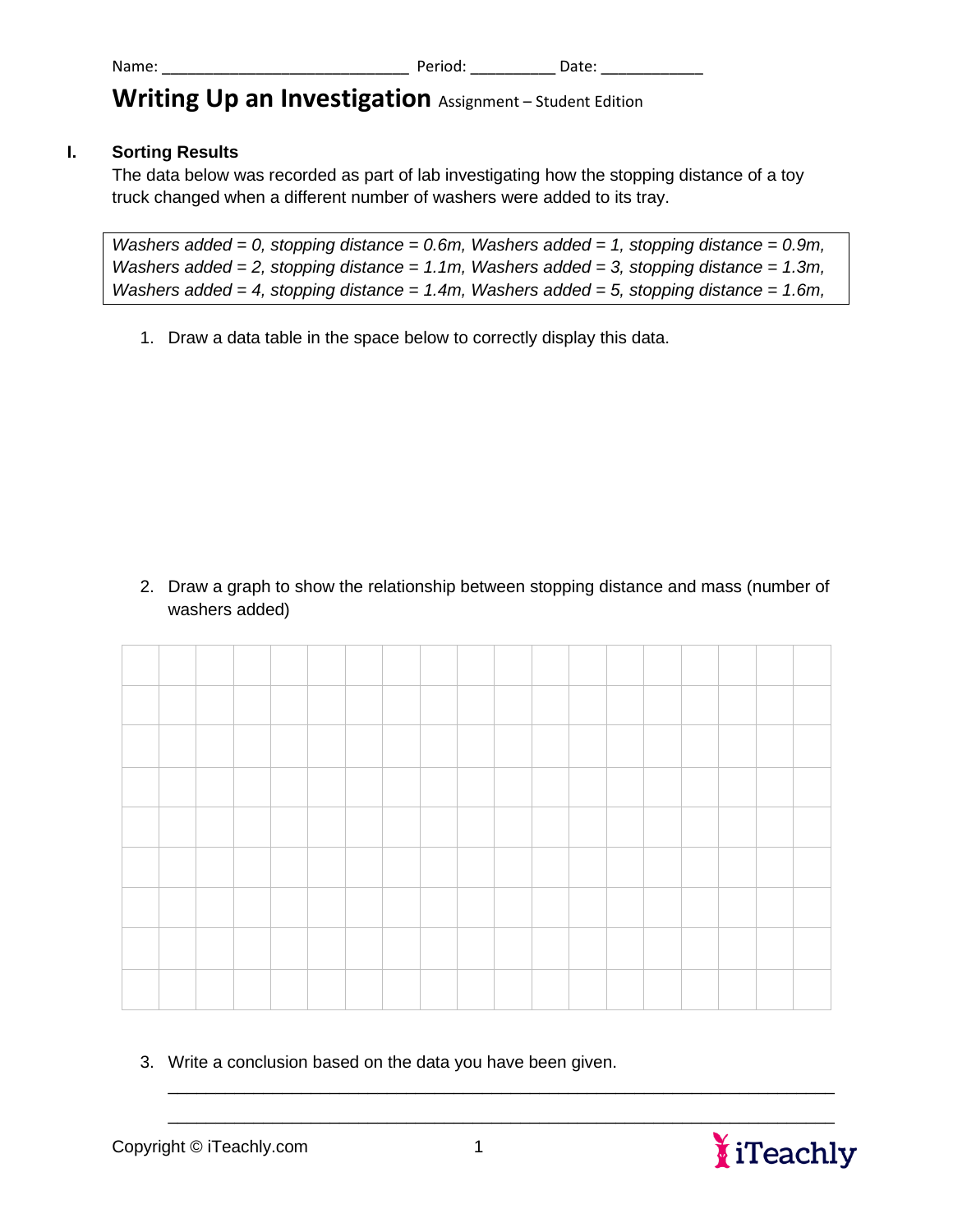Name: ____________________________ Period: __________ Date: ____________

# Writing Up an Investigation Assignment – Student Edition

## I. Sorting Results

The data below was recorded as part of lab investigating how the stopping distance of a toy truck changed when a different number of washers were added to its tray.

*Washers added = 0, stopping distance = 0.6m, Washers added = 1, stopping distance = 0.9m, Washers added = 2, stopping distance = 1.1m, Washers added = 3, stopping distance = 1.3m, Washers added = 4, stopping distance = 1.4m, Washers added = 5, stopping distance = 1.6m,*

1. Draw a data table in the space below to correctly display this data.

2. Draw a graph to show the relationship between stopping distance and mass (number of washers added)

3. Write a conclusion based on the data you have been given.

_______________________________________________________________________

_______________________________________________________________________

Copyright © iTeachly.com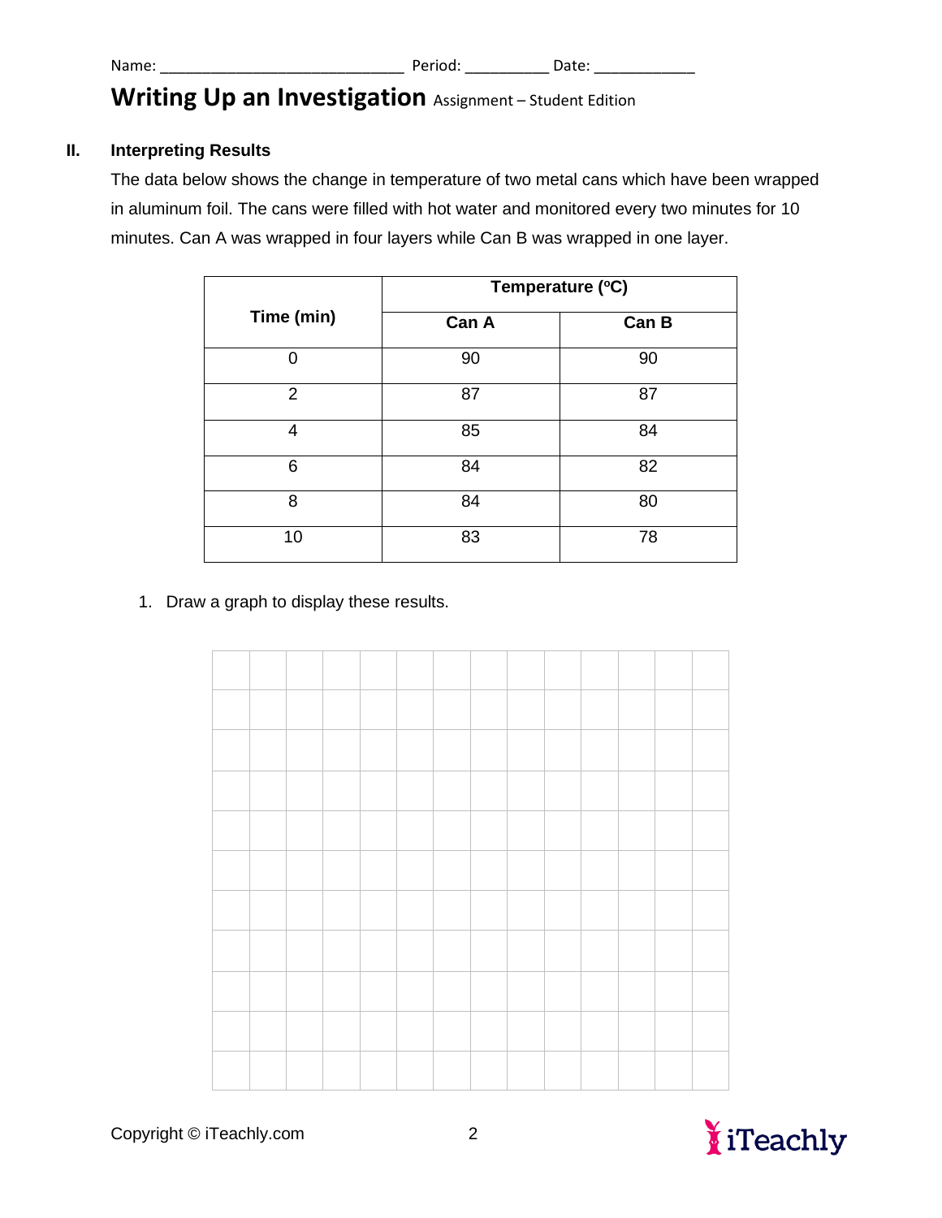Name: ____________________________ Period: __________ Date: ____________

# Writing Up an Investigation Assignment – Student Edition

## II. Interpreting Results

The data below shows the change in temperature of two metal cans which have been wrapped in aluminum foil. The cans were filled with hot water and monitored every two minutes for 10 minutes. Can A was wrapped in four layers while Can B was wrapped in one layer.

| Time (min) | Temperature (°C) | |
|---|---|---|
| | Can A | Can B |
| 0 | 90 | 90 |
| 2 | 87 | 87 |
| 4 | 85 | 84 |
| 6 | 84 | 82 |
| 8 | 84 | 80 |
| 10 | 83 | 78 |

1. Draw a graph to display these results.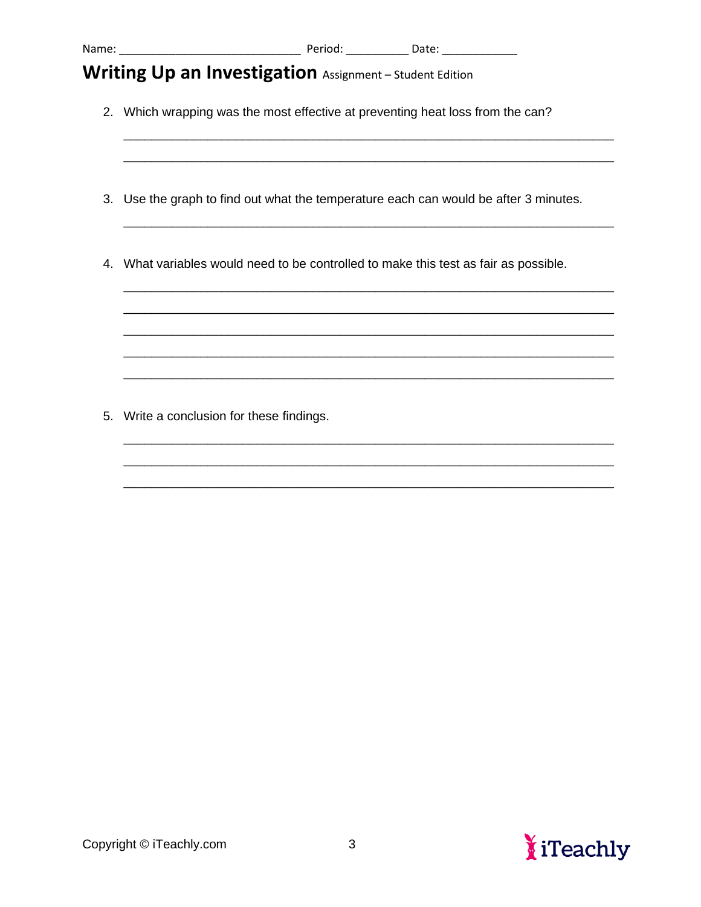Name: _____________________________ Period: __________ Date: ____________

# Writing Up an Investigation Assignment – Student Edition

2. Which wrapping was the most effective at preventing heat loss from the can?

_______________________________________________________________________

_______________________________________________________________________

3. Use the graph to find out what the temperature each can would be after 3 minutes.

_______________________________________________________________________

4. What variables would need to be controlled to make this test as fair as possible.

_______________________________________________________________________

_______________________________________________________________________

_______________________________________________________________________

_______________________________________________________________________

_______________________________________________________________________

5. Write a conclusion for these findings.

_______________________________________________________________________

_______________________________________________________________________

_______________________________________________________________________

Copyright © iTeachly.com